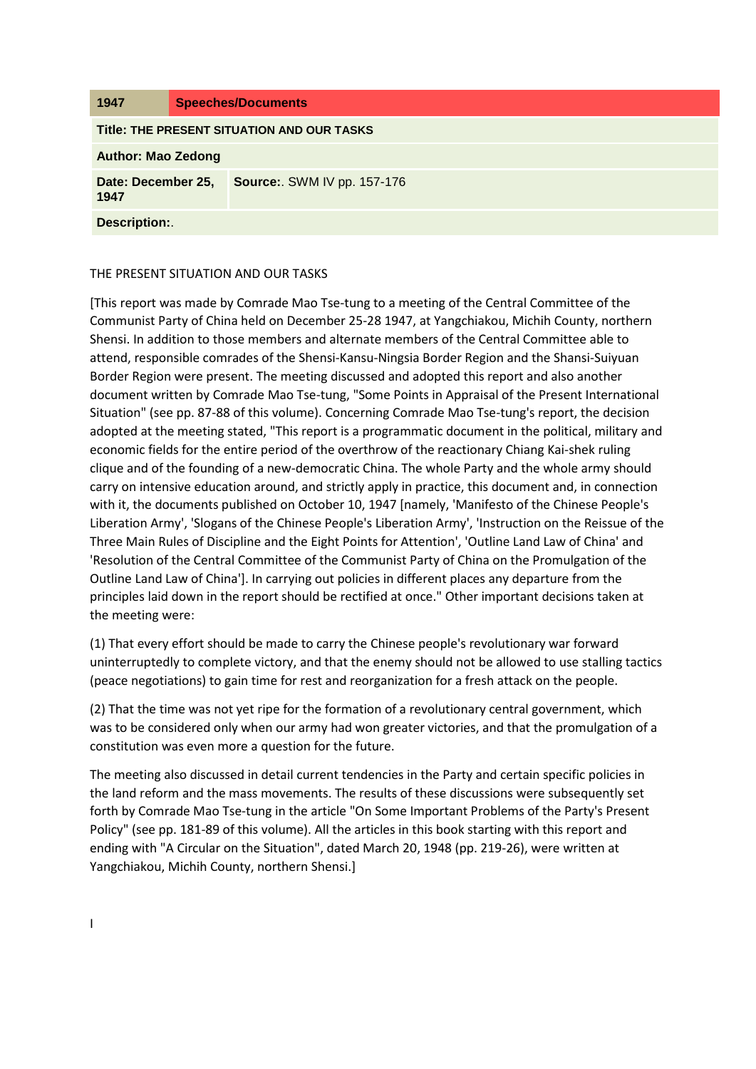| 1947 | Speeches/Documents |
| --- | --- |
| **Title: THE PRESENT SITUATION AND OUR TASKS** | |
| **Author: Mao Zedong** | |
| **Date: December 25, 1947** | **Source:**. SWM IV pp. 157-176 |
| **Description:**. | |

THE PRESENT SITUATION AND OUR TASKS

[This report was made by Comrade Mao Tse-tung to a meeting of the Central Committee of the Communist Party of China held on December 25-28 1947, at Yangchiakou, Michih County, northern Shensi. In addition to those members and alternate members of the Central Committee able to attend, responsible comrades of the Shensi-Kansu-Ningsia Border Region and the Shansi-Suiyuan Border Region were present. The meeting discussed and adopted this report and also another document written by Comrade Mao Tse-tung, "Some Points in Appraisal of the Present International Situation" (see pp. 87-88 of this volume). Concerning Comrade Mao Tse-tung's report, the decision adopted at the meeting stated, "This report is a programmatic document in the political, military and economic fields for the entire period of the overthrow of the reactionary Chiang Kai-shek ruling clique and of the founding of a new-democratic China. The whole Party and the whole army should carry on intensive education around, and strictly apply in practice, this document and, in connection with it, the documents published on October 10, 1947 [namely, 'Manifesto of the Chinese People's Liberation Army', 'Slogans of the Chinese People's Liberation Army', 'Instruction on the Reissue of the Three Main Rules of Discipline and the Eight Points for Attention', 'Outline Land Law of China' and 'Resolution of the Central Committee of the Communist Party of China on the Promulgation of the Outline Land Law of China']. In carrying out policies in different places any departure from the principles laid down in the report should be rectified at once." Other important decisions taken at the meeting were:

(1) That every effort should be made to carry the Chinese people's revolutionary war forward uninterruptedly to complete victory, and that the enemy should not be allowed to use stalling tactics (peace negotiations) to gain time for rest and reorganization for a fresh attack on the people.

(2) That the time was not yet ripe for the formation of a revolutionary central government, which was to be considered only when our army had won greater victories, and that the promulgation of a constitution was even more a question for the future.

The meeting also discussed in detail current tendencies in the Party and certain specific policies in the land reform and the mass movements. The results of these discussions were subsequently set forth by Comrade Mao Tse-tung in the article "On Some Important Problems of the Party's Present Policy" (see pp. 181-89 of this volume). All the articles in this book starting with this report and ending with "A Circular on the Situation", dated March 20, 1948 (pp. 219-26), were written at Yangchiakou, Michih County, northern Shensi.]

I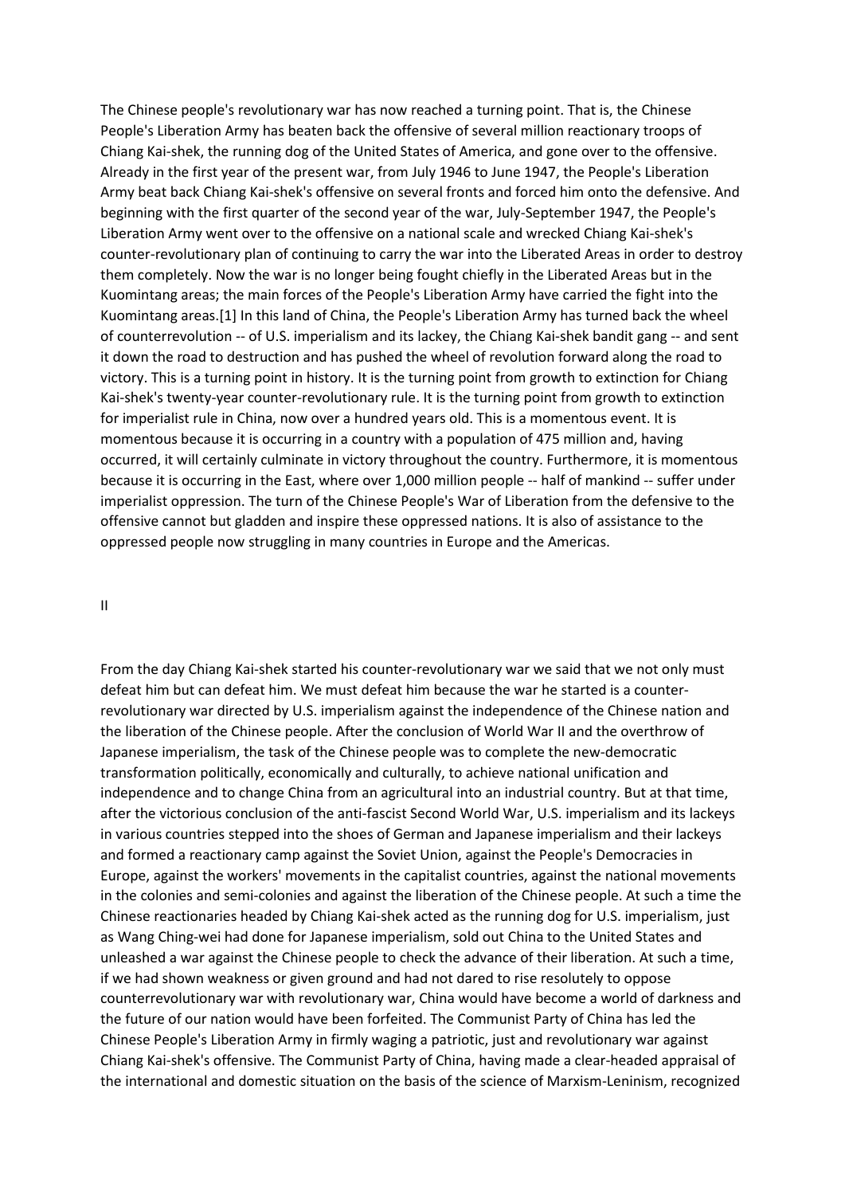The Chinese people's revolutionary war has now reached a turning point. That is, the Chinese People's Liberation Army has beaten back the offensive of several million reactionary troops of Chiang Kai-shek, the running dog of the United States of America, and gone over to the offensive. Already in the first year of the present war, from July 1946 to June 1947, the People's Liberation Army beat back Chiang Kai-shek's offensive on several fronts and forced him onto the defensive. And beginning with the first quarter of the second year of the war, July-September 1947, the People's Liberation Army went over to the offensive on a national scale and wrecked Chiang Kai-shek's counter-revolutionary plan of continuing to carry the war into the Liberated Areas in order to destroy them completely. Now the war is no longer being fought chiefly in the Liberated Areas but in the Kuomintang areas; the main forces of the People's Liberation Army have carried the fight into the Kuomintang areas.[1] In this land of China, the People's Liberation Army has turned back the wheel of counterrevolution -- of U.S. imperialism and its lackey, the Chiang Kai-shek bandit gang -- and sent it down the road to destruction and has pushed the wheel of revolution forward along the road to victory. This is a turning point in history. It is the turning point from growth to extinction for Chiang Kai-shek's twenty-year counter-revolutionary rule. It is the turning point from growth to extinction for imperialist rule in China, now over a hundred years old. This is a momentous event. It is momentous because it is occurring in a country with a population of 475 million and, having occurred, it will certainly culminate in victory throughout the country. Furthermore, it is momentous because it is occurring in the East, where over 1,000 million people -- half of mankind -- suffer under imperialist oppression. The turn of the Chinese People's War of Liberation from the defensive to the offensive cannot but gladden and inspire these oppressed nations. It is also of assistance to the oppressed people now struggling in many countries in Europe and the Americas.

## II

From the day Chiang Kai-shek started his counter-revolutionary war we said that we not only must defeat him but can defeat him. We must defeat him because the war he started is a counter-revolutionary war directed by U.S. imperialism against the independence of the Chinese nation and the liberation of the Chinese people. After the conclusion of World War II and the overthrow of Japanese imperialism, the task of the Chinese people was to complete the new-democratic transformation politically, economically and culturally, to achieve national unification and independence and to change China from an agricultural into an industrial country. But at that time, after the victorious conclusion of the anti-fascist Second World War, U.S. imperialism and its lackeys in various countries stepped into the shoes of German and Japanese imperialism and their lackeys and formed a reactionary camp against the Soviet Union, against the People's Democracies in Europe, against the workers' movements in the capitalist countries, against the national movements in the colonies and semi-colonies and against the liberation of the Chinese people. At such a time the Chinese reactionaries headed by Chiang Kai-shek acted as the running dog for U.S. imperialism, just as Wang Ching-wei had done for Japanese imperialism, sold out China to the United States and unleashed a war against the Chinese people to check the advance of their liberation. At such a time, if we had shown weakness or given ground and had not dared to rise resolutely to oppose counterrevolutionary war with revolutionary war, China would have become a world of darkness and the future of our nation would have been forfeited. The Communist Party of China has led the Chinese People's Liberation Army in firmly waging a patriotic, just and revolutionary war against Chiang Kai-shek's offensive. The Communist Party of China, having made a clear-headed appraisal of the international and domestic situation on the basis of the science of Marxism-Leninism, recognized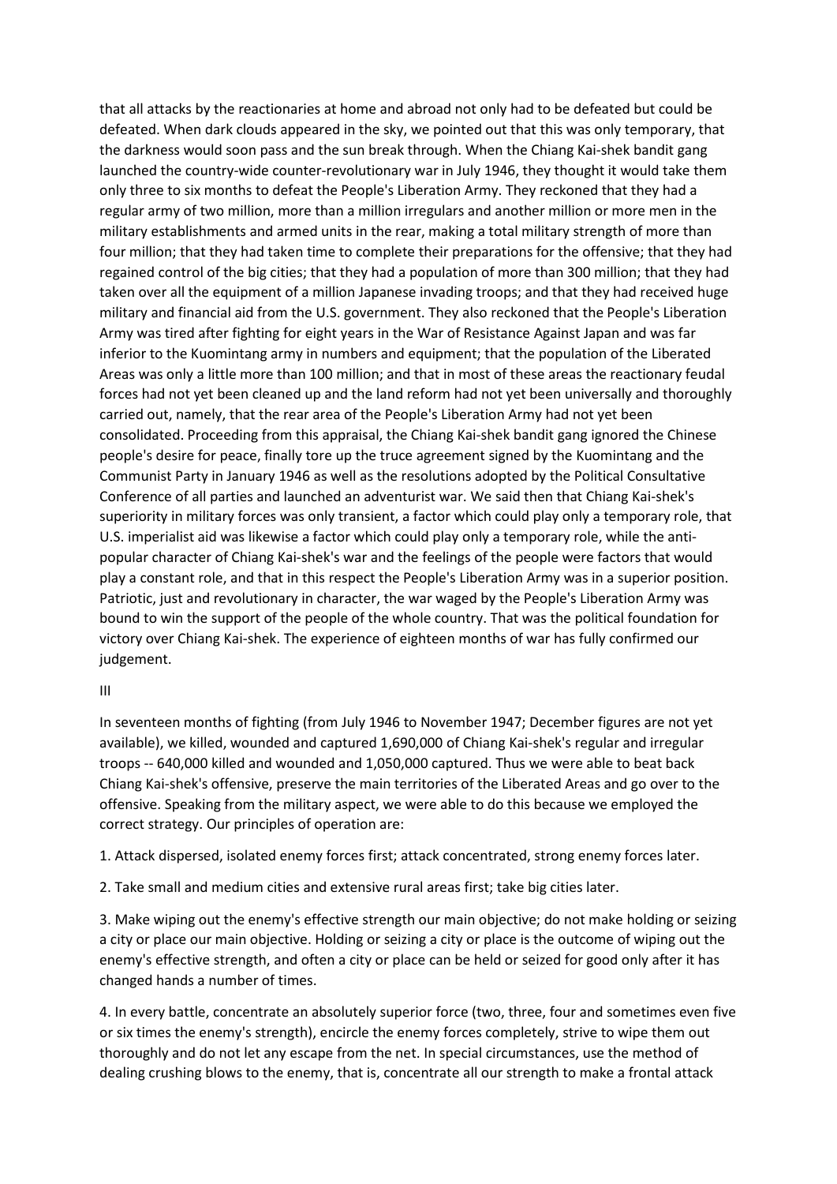that all attacks by the reactionaries at home and abroad not only had to be defeated but could be defeated. When dark clouds appeared in the sky, we pointed out that this was only temporary, that the darkness would soon pass and the sun break through. When the Chiang Kai-shek bandit gang launched the country-wide counter-revolutionary war in July 1946, they thought it would take them only three to six months to defeat the People's Liberation Army. They reckoned that they had a regular army of two million, more than a million irregulars and another million or more men in the military establishments and armed units in the rear, making a total military strength of more than four million; that they had taken time to complete their preparations for the offensive; that they had regained control of the big cities; that they had a population of more than 300 million; that they had taken over all the equipment of a million Japanese invading troops; and that they had received huge military and financial aid from the U.S. government. They also reckoned that the People's Liberation Army was tired after fighting for eight years in the War of Resistance Against Japan and was far inferior to the Kuomintang army in numbers and equipment; that the population of the Liberated Areas was only a little more than 100 million; and that in most of these areas the reactionary feudal forces had not yet been cleaned up and the land reform had not yet been universally and thoroughly carried out, namely, that the rear area of the People's Liberation Army had not yet been consolidated. Proceeding from this appraisal, the Chiang Kai-shek bandit gang ignored the Chinese people's desire for peace, finally tore up the truce agreement signed by the Kuomintang and the Communist Party in January 1946 as well as the resolutions adopted by the Political Consultative Conference of all parties and launched an adventurist war. We said then that Chiang Kai-shek's superiority in military forces was only transient, a factor which could play only a temporary role, that U.S. imperialist aid was likewise a factor which could play only a temporary role, while the anti-popular character of Chiang Kai-shek's war and the feelings of the people were factors that would play a constant role, and that in this respect the People's Liberation Army was in a superior position. Patriotic, just and revolutionary in character, the war waged by the People's Liberation Army was bound to win the support of the people of the whole country. That was the political foundation for victory over Chiang Kai-shek. The experience of eighteen months of war has fully confirmed our judgement.

## III

In seventeen months of fighting (from July 1946 to November 1947; December figures are not yet available), we killed, wounded and captured 1,690,000 of Chiang Kai-shek's regular and irregular troops -- 640,000 killed and wounded and 1,050,000 captured. Thus we were able to beat back Chiang Kai-shek's offensive, preserve the main territories of the Liberated Areas and go over to the offensive. Speaking from the military aspect, we were able to do this because we employed the correct strategy. Our principles of operation are:

1. Attack dispersed, isolated enemy forces first; attack concentrated, strong enemy forces later.

2. Take small and medium cities and extensive rural areas first; take big cities later.

3. Make wiping out the enemy's effective strength our main objective; do not make holding or seizing a city or place our main objective. Holding or seizing a city or place is the outcome of wiping out the enemy's effective strength, and often a city or place can be held or seized for good only after it has changed hands a number of times.

4. In every battle, concentrate an absolutely superior force (two, three, four and sometimes even five or six times the enemy's strength), encircle the enemy forces completely, strive to wipe them out thoroughly and do not let any escape from the net. In special circumstances, use the method of dealing crushing blows to the enemy, that is, concentrate all our strength to make a frontal attack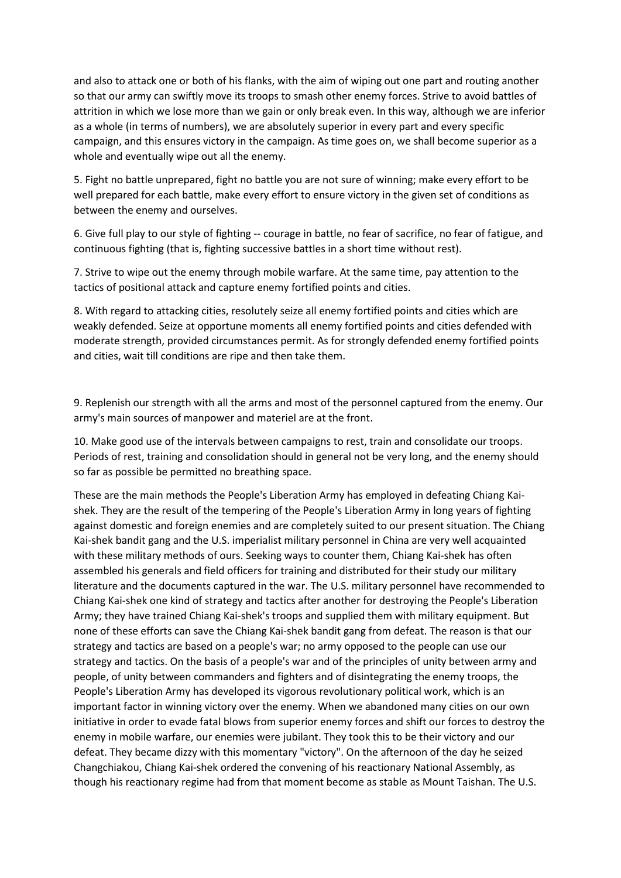and also to attack one or both of his flanks, with the aim of wiping out one part and routing another so that our army can swiftly move its troops to smash other enemy forces. Strive to avoid battles of attrition in which we lose more than we gain or only break even. In this way, although we are inferior as a whole (in terms of numbers), we are absolutely superior in every part and every specific campaign, and this ensures victory in the campaign. As time goes on, we shall become superior as a whole and eventually wipe out all the enemy.

5. Fight no battle unprepared, fight no battle you are not sure of winning; make every effort to be well prepared for each battle, make every effort to ensure victory in the given set of conditions as between the enemy and ourselves.

6. Give full play to our style of fighting -- courage in battle, no fear of sacrifice, no fear of fatigue, and continuous fighting (that is, fighting successive battles in a short time without rest).

7. Strive to wipe out the enemy through mobile warfare. At the same time, pay attention to the tactics of positional attack and capture enemy fortified points and cities.

8. With regard to attacking cities, resolutely seize all enemy fortified points and cities which are weakly defended. Seize at opportune moments all enemy fortified points and cities defended with moderate strength, provided circumstances permit. As for strongly defended enemy fortified points and cities, wait till conditions are ripe and then take them.

9. Replenish our strength with all the arms and most of the personnel captured from the enemy. Our army's main sources of manpower and materiel are at the front.

10. Make good use of the intervals between campaigns to rest, train and consolidate our troops. Periods of rest, training and consolidation should in general not be very long, and the enemy should so far as possible be permitted no breathing space.

These are the main methods the People's Liberation Army has employed in defeating Chiang Kai-shek. They are the result of the tempering of the People's Liberation Army in long years of fighting against domestic and foreign enemies and are completely suited to our present situation. The Chiang Kai-shek bandit gang and the U.S. imperialist military personnel in China are very well acquainted with these military methods of ours. Seeking ways to counter them, Chiang Kai-shek has often assembled his generals and field officers for training and distributed for their study our military literature and the documents captured in the war. The U.S. military personnel have recommended to Chiang Kai-shek one kind of strategy and tactics after another for destroying the People's Liberation Army; they have trained Chiang Kai-shek's troops and supplied them with military equipment. But none of these efforts can save the Chiang Kai-shek bandit gang from defeat. The reason is that our strategy and tactics are based on a people's war; no army opposed to the people can use our strategy and tactics. On the basis of a people's war and of the principles of unity between army and people, of unity between commanders and fighters and of disintegrating the enemy troops, the People's Liberation Army has developed its vigorous revolutionary political work, which is an important factor in winning victory over the enemy. When we abandoned many cities on our own initiative in order to evade fatal blows from superior enemy forces and shift our forces to destroy the enemy in mobile warfare, our enemies were jubilant. They took this to be their victory and our defeat. They became dizzy with this momentary "victory". On the afternoon of the day he seized Changchiakou, Chiang Kai-shek ordered the convening of his reactionary National Assembly, as though his reactionary regime had from that moment become as stable as Mount Taishan. The U.S.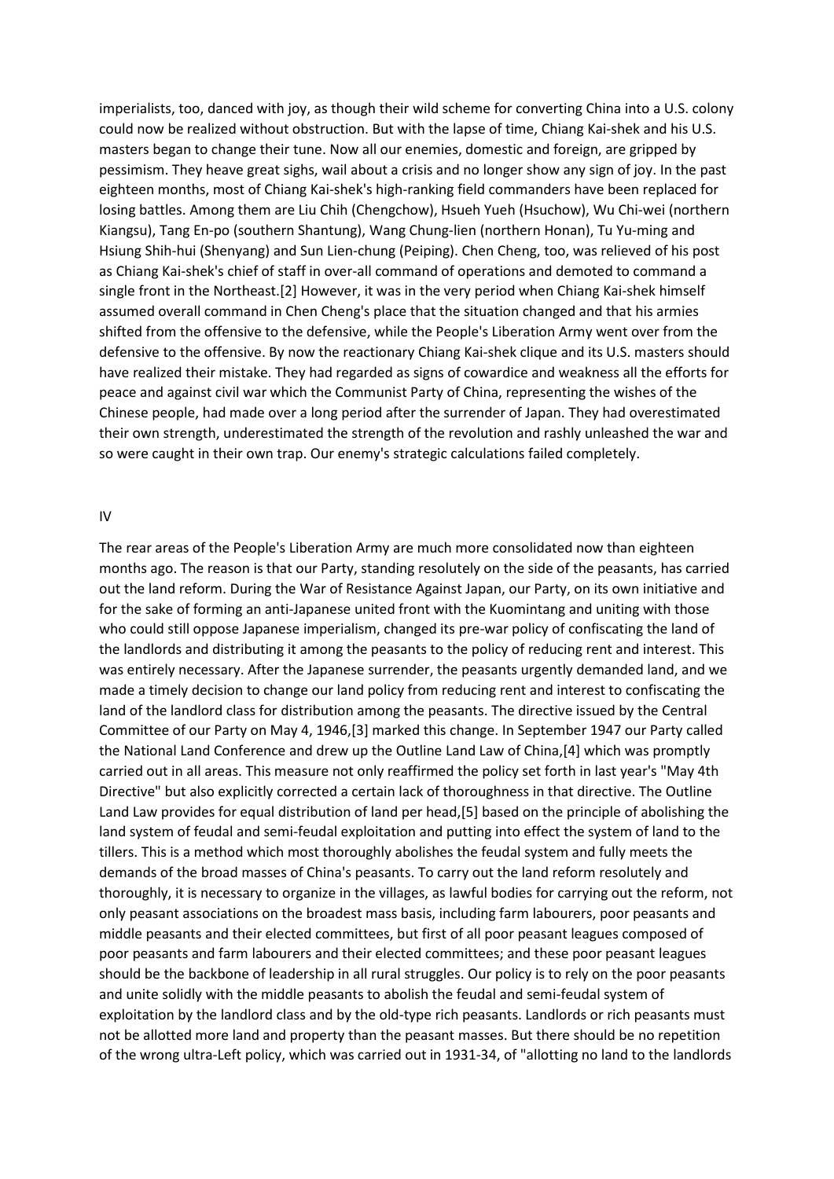imperialists, too, danced with joy, as though their wild scheme for converting China into a U.S. colony could now be realized without obstruction. But with the lapse of time, Chiang Kai-shek and his U.S. masters began to change their tune. Now all our enemies, domestic and foreign, are gripped by pessimism. They heave great sighs, wail about a crisis and no longer show any sign of joy. In the past eighteen months, most of Chiang Kai-shek's high-ranking field commanders have been replaced for losing battles. Among them are Liu Chih (Chengchow), Hsueh Yueh (Hsuchow), Wu Chi-wei (northern Kiangsu), Tang En-po (southern Shantung), Wang Chung-lien (northern Honan), Tu Yu-ming and Hsiung Shih-hui (Shenyang) and Sun Lien-chung (Peiping). Chen Cheng, too, was relieved of his post as Chiang Kai-shek's chief of staff in over-all command of operations and demoted to command a single front in the Northeast.[2] However, it was in the very period when Chiang Kai-shek himself assumed overall command in Chen Cheng's place that the situation changed and that his armies shifted from the offensive to the defensive, while the People's Liberation Army went over from the defensive to the offensive. By now the reactionary Chiang Kai-shek clique and its U.S. masters should have realized their mistake. They had regarded as signs of cowardice and weakness all the efforts for peace and against civil war which the Communist Party of China, representing the wishes of the Chinese people, had made over a long period after the surrender of Japan. They had overestimated their own strength, underestimated the strength of the revolution and rashly unleashed the war and so were caught in their own trap. Our enemy's strategic calculations failed completely.

## IV

The rear areas of the People's Liberation Army are much more consolidated now than eighteen months ago. The reason is that our Party, standing resolutely on the side of the peasants, has carried out the land reform. During the War of Resistance Against Japan, our Party, on its own initiative and for the sake of forming an anti-Japanese united front with the Kuomintang and uniting with those who could still oppose Japanese imperialism, changed its pre-war policy of confiscating the land of the landlords and distributing it among the peasants to the policy of reducing rent and interest. This was entirely necessary. After the Japanese surrender, the peasants urgently demanded land, and we made a timely decision to change our land policy from reducing rent and interest to confiscating the land of the landlord class for distribution among the peasants. The directive issued by the Central Committee of our Party on May 4, 1946,[3] marked this change. In September 1947 our Party called the National Land Conference and drew up the Outline Land Law of China,[4] which was promptly carried out in all areas. This measure not only reaffirmed the policy set forth in last year's "May 4th Directive" but also explicitly corrected a certain lack of thoroughness in that directive. The Outline Land Law provides for equal distribution of land per head,[5] based on the principle of abolishing the land system of feudal and semi-feudal exploitation and putting into effect the system of land to the tillers. This is a method which most thoroughly abolishes the feudal system and fully meets the demands of the broad masses of China's peasants. To carry out the land reform resolutely and thoroughly, it is necessary to organize in the villages, as lawful bodies for carrying out the reform, not only peasant associations on the broadest mass basis, including farm labourers, poor peasants and middle peasants and their elected committees, but first of all poor peasant leagues composed of poor peasants and farm labourers and their elected committees; and these poor peasant leagues should be the backbone of leadership in all rural struggles. Our policy is to rely on the poor peasants and unite solidly with the middle peasants to abolish the feudal and semi-feudal system of exploitation by the landlord class and by the old-type rich peasants. Landlords or rich peasants must not be allotted more land and property than the peasant masses. But there should be no repetition of the wrong ultra-Left policy, which was carried out in 1931-34, of "allotting no land to the landlords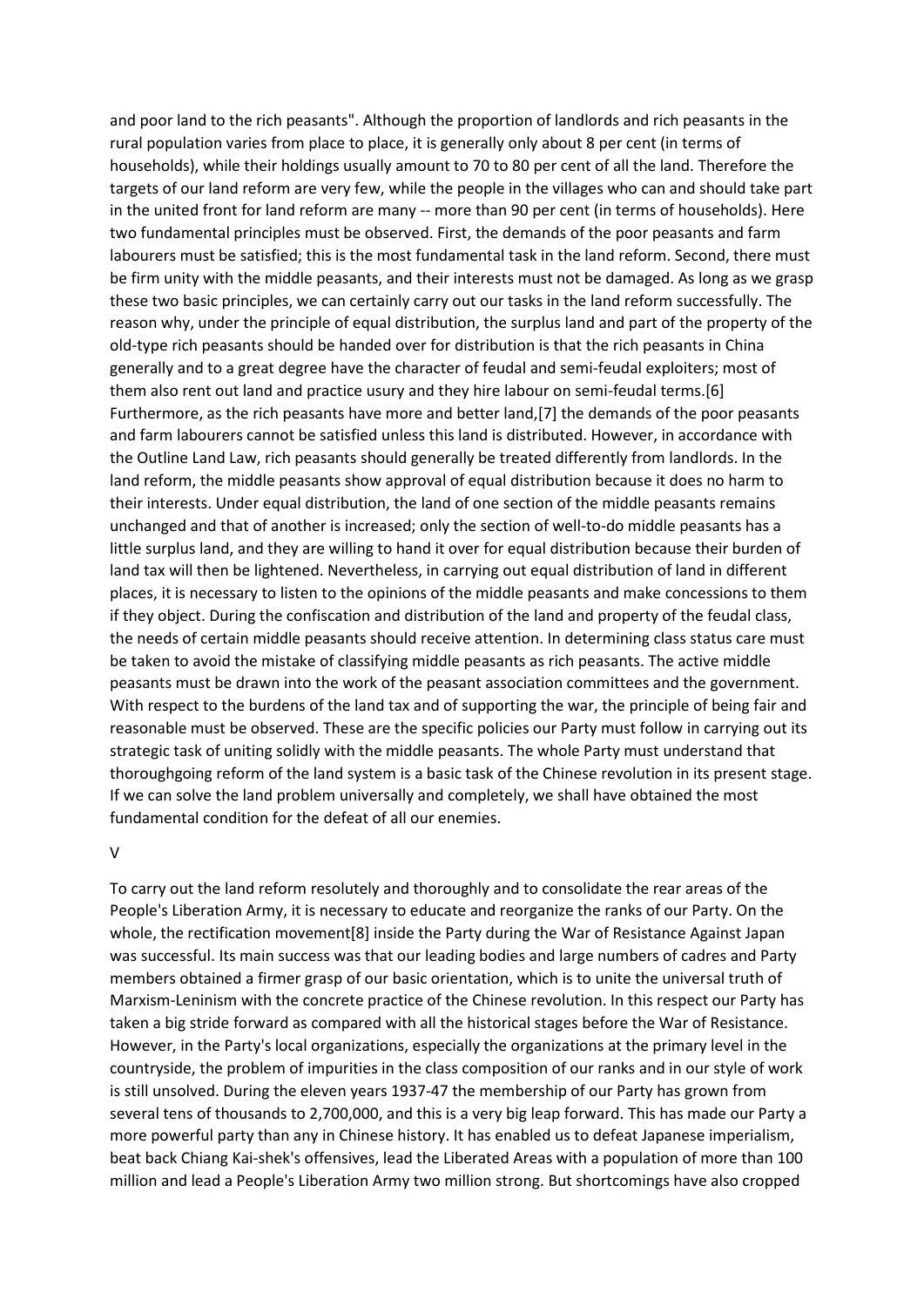and poor land to the rich peasants". Although the proportion of landlords and rich peasants in the rural population varies from place to place, it is generally only about 8 per cent (in terms of households), while their holdings usually amount to 70 to 80 per cent of all the land. Therefore the targets of our land reform are very few, while the people in the villages who can and should take part in the united front for land reform are many -- more than 90 per cent (in terms of households). Here two fundamental principles must be observed. First, the demands of the poor peasants and farm labourers must be satisfied; this is the most fundamental task in the land reform. Second, there must be firm unity with the middle peasants, and their interests must not be damaged. As long as we grasp these two basic principles, we can certainly carry out our tasks in the land reform successfully. The reason why, under the principle of equal distribution, the surplus land and part of the property of the old-type rich peasants should be handed over for distribution is that the rich peasants in China generally and to a great degree have the character of feudal and semi-feudal exploiters; most of them also rent out land and practice usury and they hire labour on semi-feudal terms.[6] Furthermore, as the rich peasants have more and better land,[7] the demands of the poor peasants and farm labourers cannot be satisfied unless this land is distributed. However, in accordance with the Outline Land Law, rich peasants should generally be treated differently from landlords. In the land reform, the middle peasants show approval of equal distribution because it does no harm to their interests. Under equal distribution, the land of one section of the middle peasants remains unchanged and that of another is increased; only the section of well-to-do middle peasants has a little surplus land, and they are willing to hand it over for equal distribution because their burden of land tax will then be lightened. Nevertheless, in carrying out equal distribution of land in different places, it is necessary to listen to the opinions of the middle peasants and make concessions to them if they object. During the confiscation and distribution of the land and property of the feudal class, the needs of certain middle peasants should receive attention. In determining class status care must be taken to avoid the mistake of classifying middle peasants as rich peasants. The active middle peasants must be drawn into the work of the peasant association committees and the government. With respect to the burdens of the land tax and of supporting the war, the principle of being fair and reasonable must be observed. These are the specific policies our Party must follow in carrying out its strategic task of uniting solidly with the middle peasants. The whole Party must understand that thoroughgoing reform of the land system is a basic task of the Chinese revolution in its present stage. If we can solve the land problem universally and completely, we shall have obtained the most fundamental condition for the defeat of all our enemies.

## V

To carry out the land reform resolutely and thoroughly and to consolidate the rear areas of the People's Liberation Army, it is necessary to educate and reorganize the ranks of our Party. On the whole, the rectification movement[8] inside the Party during the War of Resistance Against Japan was successful. Its main success was that our leading bodies and large numbers of cadres and Party members obtained a firmer grasp of our basic orientation, which is to unite the universal truth of Marxism-Leninism with the concrete practice of the Chinese revolution. In this respect our Party has taken a big stride forward as compared with all the historical stages before the War of Resistance. However, in the Party's local organizations, especially the organizations at the primary level in the countryside, the problem of impurities in the class composition of our ranks and in our style of work is still unsolved. During the eleven years 1937-47 the membership of our Party has grown from several tens of thousands to 2,700,000, and this is a very big leap forward. This has made our Party a more powerful party than any in Chinese history. It has enabled us to defeat Japanese imperialism, beat back Chiang Kai-shek's offensives, lead the Liberated Areas with a population of more than 100 million and lead a People's Liberation Army two million strong. But shortcomings have also cropped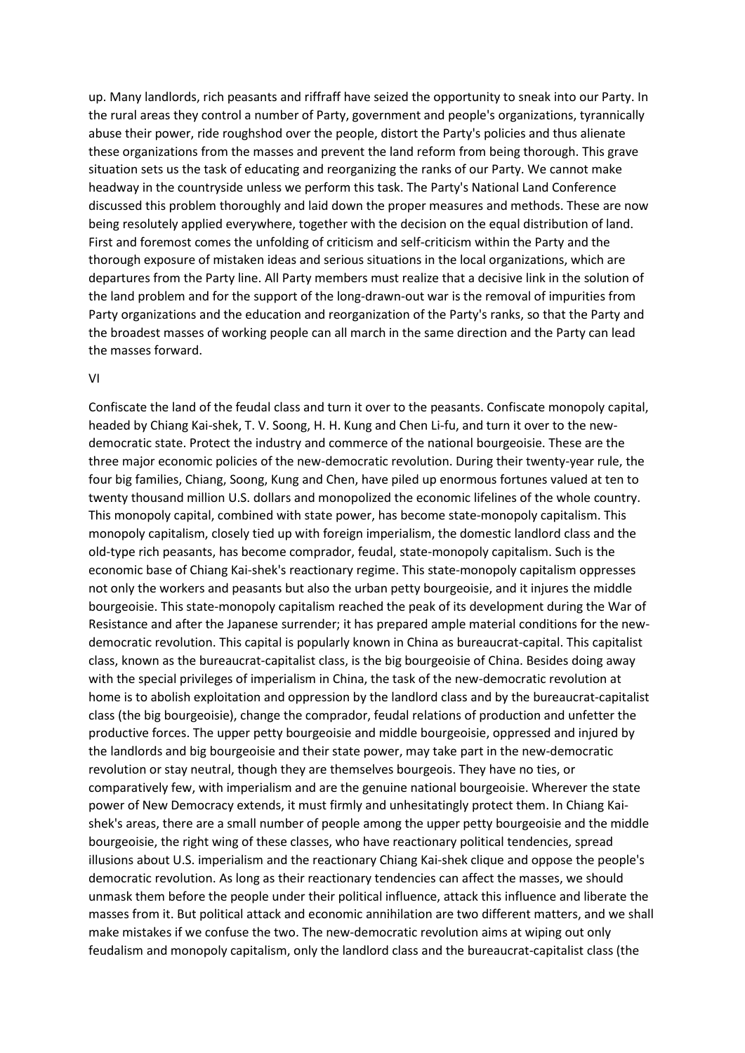up. Many landlords, rich peasants and riffraff have seized the opportunity to sneak into our Party. In the rural areas they control a number of Party, government and people's organizations, tyrannically abuse their power, ride roughshod over the people, distort the Party's policies and thus alienate these organizations from the masses and prevent the land reform from being thorough. This grave situation sets us the task of educating and reorganizing the ranks of our Party. We cannot make headway in the countryside unless we perform this task. The Party's National Land Conference discussed this problem thoroughly and laid down the proper measures and methods. These are now being resolutely applied everywhere, together with the decision on the equal distribution of land. First and foremost comes the unfolding of criticism and self-criticism within the Party and the thorough exposure of mistaken ideas and serious situations in the local organizations, which are departures from the Party line. All Party members must realize that a decisive link in the solution of the land problem and for the support of the long-drawn-out war is the removal of impurities from Party organizations and the education and reorganization of the Party's ranks, so that the Party and the broadest masses of working people can all march in the same direction and the Party can lead the masses forward.

VI

Confiscate the land of the feudal class and turn it over to the peasants. Confiscate monopoly capital, headed by Chiang Kai-shek, T. V. Soong, H. H. Kung and Chen Li-fu, and turn it over to the new-democratic state. Protect the industry and commerce of the national bourgeoisie. These are the three major economic policies of the new-democratic revolution. During their twenty-year rule, the four big families, Chiang, Soong, Kung and Chen, have piled up enormous fortunes valued at ten to twenty thousand million U.S. dollars and monopolized the economic lifelines of the whole country. This monopoly capital, combined with state power, has become state-monopoly capitalism. This monopoly capitalism, closely tied up with foreign imperialism, the domestic landlord class and the old-type rich peasants, has become comprador, feudal, state-monopoly capitalism. Such is the economic base of Chiang Kai-shek's reactionary regime. This state-monopoly capitalism oppresses not only the workers and peasants but also the urban petty bourgeoisie, and it injures the middle bourgeoisie. This state-monopoly capitalism reached the peak of its development during the War of Resistance and after the Japanese surrender; it has prepared ample material conditions for the new-democratic revolution. This capital is popularly known in China as bureaucrat-capital. This capitalist class, known as the bureaucrat-capitalist class, is the big bourgeoisie of China. Besides doing away with the special privileges of imperialism in China, the task of the new-democratic revolution at home is to abolish exploitation and oppression by the landlord class and by the bureaucrat-capitalist class (the big bourgeoisie), change the comprador, feudal relations of production and unfetter the productive forces. The upper petty bourgeoisie and middle bourgeoisie, oppressed and injured by the landlords and big bourgeoisie and their state power, may take part in the new-democratic revolution or stay neutral, though they are themselves bourgeois. They have no ties, or comparatively few, with imperialism and are the genuine national bourgeoisie. Wherever the state power of New Democracy extends, it must firmly and unhesitatingly protect them. In Chiang Kai-shek's areas, there are a small number of people among the upper petty bourgeoisie and the middle bourgeoisie, the right wing of these classes, who have reactionary political tendencies, spread illusions about U.S. imperialism and the reactionary Chiang Kai-shek clique and oppose the people's democratic revolution. As long as their reactionary tendencies can affect the masses, we should unmask them before the people under their political influence, attack this influence and liberate the masses from it. But political attack and economic annihilation are two different matters, and we shall make mistakes if we confuse the two. The new-democratic revolution aims at wiping out only feudalism and monopoly capitalism, only the landlord class and the bureaucrat-capitalist class (the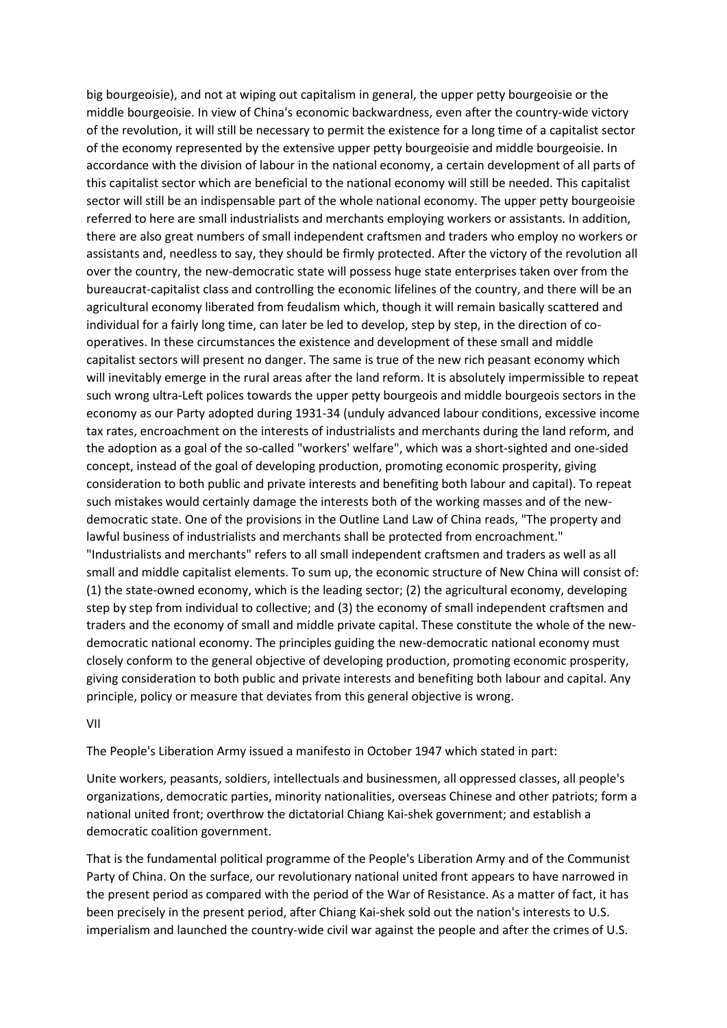big bourgeoisie), and not at wiping out capitalism in general, the upper petty bourgeoisie or the middle bourgeoisie. In view of China's economic backwardness, even after the country-wide victory of the revolution, it will still be necessary to permit the existence for a long time of a capitalist sector of the economy represented by the extensive upper petty bourgeoisie and middle bourgeoisie. In accordance with the division of labour in the national economy, a certain development of all parts of this capitalist sector which are beneficial to the national economy will still be needed. This capitalist sector will still be an indispensable part of the whole national economy. The upper petty bourgeoisie referred to here are small industrialists and merchants employing workers or assistants. In addition, there are also great numbers of small independent craftsmen and traders who employ no workers or assistants and, needless to say, they should be firmly protected. After the victory of the revolution all over the country, the new-democratic state will possess huge state enterprises taken over from the bureaucrat-capitalist class and controlling the economic lifelines of the country, and there will be an agricultural economy liberated from feudalism which, though it will remain basically scattered and individual for a fairly long time, can later be led to develop, step by step, in the direction of co-operatives. In these circumstances the existence and development of these small and middle capitalist sectors will present no danger. The same is true of the new rich peasant economy which will inevitably emerge in the rural areas after the land reform. It is absolutely impermissible to repeat such wrong ultra-Left polices towards the upper petty bourgeois and middle bourgeois sectors in the economy as our Party adopted during 1931-34 (unduly advanced labour conditions, excessive income tax rates, encroachment on the interests of industrialists and merchants during the land reform, and the adoption as a goal of the so-called "workers' welfare", which was a short-sighted and one-sided concept, instead of the goal of developing production, promoting economic prosperity, giving consideration to both public and private interests and benefiting both labour and capital). To repeat such mistakes would certainly damage the interests both of the working masses and of the new-democratic state. One of the provisions in the Outline Land Law of China reads, "The property and lawful business of industrialists and merchants shall be protected from encroachment." "Industrialists and merchants" refers to all small independent craftsmen and traders as well as all small and middle capitalist elements. To sum up, the economic structure of New China will consist of: (1) the state-owned economy, which is the leading sector; (2) the agricultural economy, developing step by step from individual to collective; and (3) the economy of small independent craftsmen and traders and the economy of small and middle private capital. These constitute the whole of the new-democratic national economy. The principles guiding the new-democratic national economy must closely conform to the general objective of developing production, promoting economic prosperity, giving consideration to both public and private interests and benefiting both labour and capital. Any principle, policy or measure that deviates from this general objective is wrong.

## VII

The People's Liberation Army issued a manifesto in October 1947 which stated in part:

Unite workers, peasants, soldiers, intellectuals and businessmen, all oppressed classes, all people's organizations, democratic parties, minority nationalities, overseas Chinese and other patriots; form a national united front; overthrow the dictatorial Chiang Kai-shek government; and establish a democratic coalition government.

That is the fundamental political programme of the People's Liberation Army and of the Communist Party of China. On the surface, our revolutionary national united front appears to have narrowed in the present period as compared with the period of the War of Resistance. As a matter of fact, it has been precisely in the present period, after Chiang Kai-shek sold out the nation's interests to U.S. imperialism and launched the country-wide civil war against the people and after the crimes of U.S.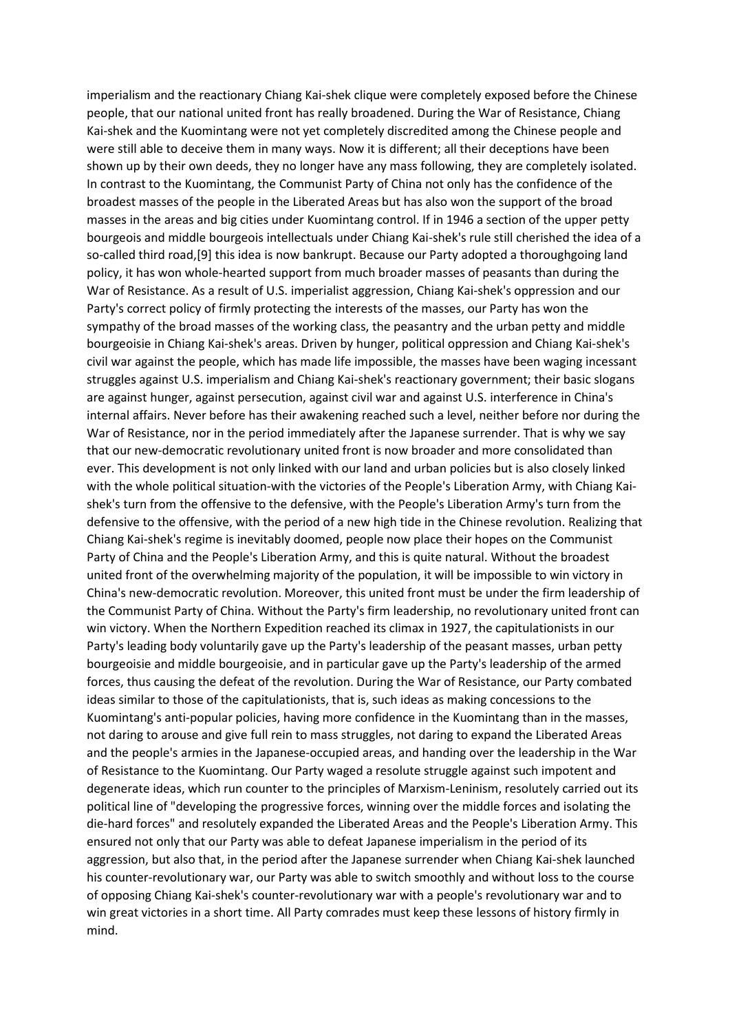imperialism and the reactionary Chiang Kai-shek clique were completely exposed before the Chinese people, that our national united front has really broadened. During the War of Resistance, Chiang Kai-shek and the Kuomintang were not yet completely discredited among the Chinese people and were still able to deceive them in many ways. Now it is different; all their deceptions have been shown up by their own deeds, they no longer have any mass following, they are completely isolated. In contrast to the Kuomintang, the Communist Party of China not only has the confidence of the broadest masses of the people in the Liberated Areas but has also won the support of the broad masses in the areas and big cities under Kuomintang control. If in 1946 a section of the upper petty bourgeois and middle bourgeois intellectuals under Chiang Kai-shek's rule still cherished the idea of a so-called third road,[9] this idea is now bankrupt. Because our Party adopted a thoroughgoing land policy, it has won whole-hearted support from much broader masses of peasants than during the War of Resistance. As a result of U.S. imperialist aggression, Chiang Kai-shek's oppression and our Party's correct policy of firmly protecting the interests of the masses, our Party has won the sympathy of the broad masses of the working class, the peasantry and the urban petty and middle bourgeoisie in Chiang Kai-shek's areas. Driven by hunger, political oppression and Chiang Kai-shek's civil war against the people, which has made life impossible, the masses have been waging incessant struggles against U.S. imperialism and Chiang Kai-shek's reactionary government; their basic slogans are against hunger, against persecution, against civil war and against U.S. interference in China's internal affairs. Never before has their awakening reached such a level, neither before nor during the War of Resistance, nor in the period immediately after the Japanese surrender. That is why we say that our new-democratic revolutionary united front is now broader and more consolidated than ever. This development is not only linked with our land and urban policies but is also closely linked with the whole political situation-with the victories of the People's Liberation Army, with Chiang Kai-shek's turn from the offensive to the defensive, with the People's Liberation Army's turn from the defensive to the offensive, with the period of a new high tide in the Chinese revolution. Realizing that Chiang Kai-shek's regime is inevitably doomed, people now place their hopes on the Communist Party of China and the People's Liberation Army, and this is quite natural. Without the broadest united front of the overwhelming majority of the population, it will be impossible to win victory in China's new-democratic revolution. Moreover, this united front must be under the firm leadership of the Communist Party of China. Without the Party's firm leadership, no revolutionary united front can win victory. When the Northern Expedition reached its climax in 1927, the capitulationists in our Party's leading body voluntarily gave up the Party's leadership of the peasant masses, urban petty bourgeoisie and middle bourgeoisie, and in particular gave up the Party's leadership of the armed forces, thus causing the defeat of the revolution. During the War of Resistance, our Party combated ideas similar to those of the capitulationists, that is, such ideas as making concessions to the Kuomintang's anti-popular policies, having more confidence in the Kuomintang than in the masses, not daring to arouse and give full rein to mass struggles, not daring to expand the Liberated Areas and the people's armies in the Japanese-occupied areas, and handing over the leadership in the War of Resistance to the Kuomintang. Our Party waged a resolute struggle against such impotent and degenerate ideas, which run counter to the principles of Marxism-Leninism, resolutely carried out its political line of "developing the progressive forces, winning over the middle forces and isolating the die-hard forces" and resolutely expanded the Liberated Areas and the People's Liberation Army. This ensured not only that our Party was able to defeat Japanese imperialism in the period of its aggression, but also that, in the period after the Japanese surrender when Chiang Kai-shek launched his counter-revolutionary war, our Party was able to switch smoothly and without loss to the course of opposing Chiang Kai-shek's counter-revolutionary war with a people's revolutionary war and to win great victories in a short time. All Party comrades must keep these lessons of history firmly in mind.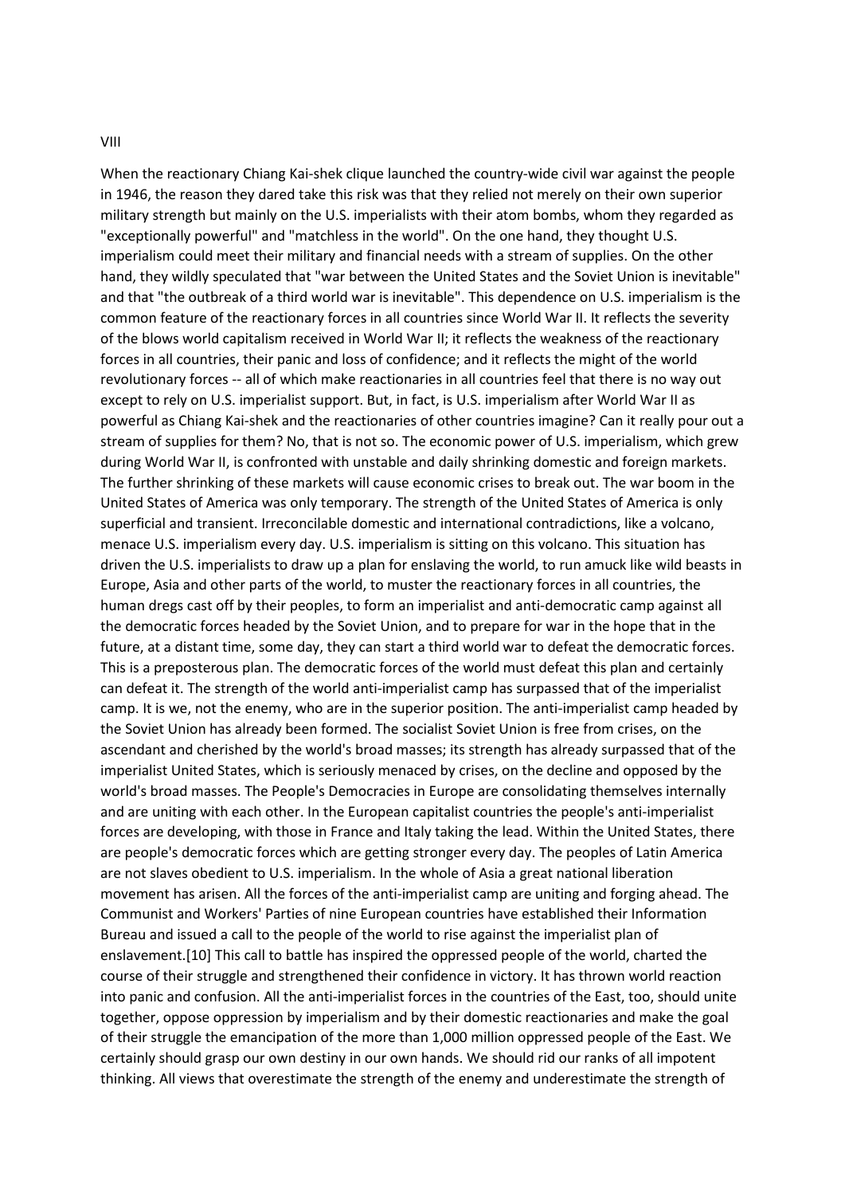## VIII

When the reactionary Chiang Kai-shek clique launched the country-wide civil war against the people in 1946, the reason they dared take this risk was that they relied not merely on their own superior military strength but mainly on the U.S. imperialists with their atom bombs, whom they regarded as "exceptionally powerful" and "matchless in the world". On the one hand, they thought U.S. imperialism could meet their military and financial needs with a stream of supplies. On the other hand, they wildly speculated that "war between the United States and the Soviet Union is inevitable" and that "the outbreak of a third world war is inevitable". This dependence on U.S. imperialism is the common feature of the reactionary forces in all countries since World War II. It reflects the severity of the blows world capitalism received in World War II; it reflects the weakness of the reactionary forces in all countries, their panic and loss of confidence; and it reflects the might of the world revolutionary forces -- all of which make reactionaries in all countries feel that there is no way out except to rely on U.S. imperialist support. But, in fact, is U.S. imperialism after World War II as powerful as Chiang Kai-shek and the reactionaries of other countries imagine? Can it really pour out a stream of supplies for them? No, that is not so. The economic power of U.S. imperialism, which grew during World War II, is confronted with unstable and daily shrinking domestic and foreign markets. The further shrinking of these markets will cause economic crises to break out. The war boom in the United States of America was only temporary. The strength of the United States of America is only superficial and transient. Irreconcilable domestic and international contradictions, like a volcano, menace U.S. imperialism every day. U.S. imperialism is sitting on this volcano. This situation has driven the U.S. imperialists to draw up a plan for enslaving the world, to run amuck like wild beasts in Europe, Asia and other parts of the world, to muster the reactionary forces in all countries, the human dregs cast off by their peoples, to form an imperialist and anti-democratic camp against all the democratic forces headed by the Soviet Union, and to prepare for war in the hope that in the future, at a distant time, some day, they can start a third world war to defeat the democratic forces. This is a preposterous plan. The democratic forces of the world must defeat this plan and certainly can defeat it. The strength of the world anti-imperialist camp has surpassed that of the imperialist camp. It is we, not the enemy, who are in the superior position. The anti-imperialist camp headed by the Soviet Union has already been formed. The socialist Soviet Union is free from crises, on the ascendant and cherished by the world's broad masses; its strength has already surpassed that of the imperialist United States, which is seriously menaced by crises, on the decline and opposed by the world's broad masses. The People's Democracies in Europe are consolidating themselves internally and are uniting with each other. In the European capitalist countries the people's anti-imperialist forces are developing, with those in France and Italy taking the lead. Within the United States, there are people's democratic forces which are getting stronger every day. The peoples of Latin America are not slaves obedient to U.S. imperialism. In the whole of Asia a great national liberation movement has arisen. All the forces of the anti-imperialist camp are uniting and forging ahead. The Communist and Workers' Parties of nine European countries have established their Information Bureau and issued a call to the people of the world to rise against the imperialist plan of enslavement.[10] This call to battle has inspired the oppressed people of the world, charted the course of their struggle and strengthened their confidence in victory. It has thrown world reaction into panic and confusion. All the anti-imperialist forces in the countries of the East, too, should unite together, oppose oppression by imperialism and by their domestic reactionaries and make the goal of their struggle the emancipation of the more than 1,000 million oppressed people of the East. We certainly should grasp our own destiny in our own hands. We should rid our ranks of all impotent thinking. All views that overestimate the strength of the enemy and underestimate the strength of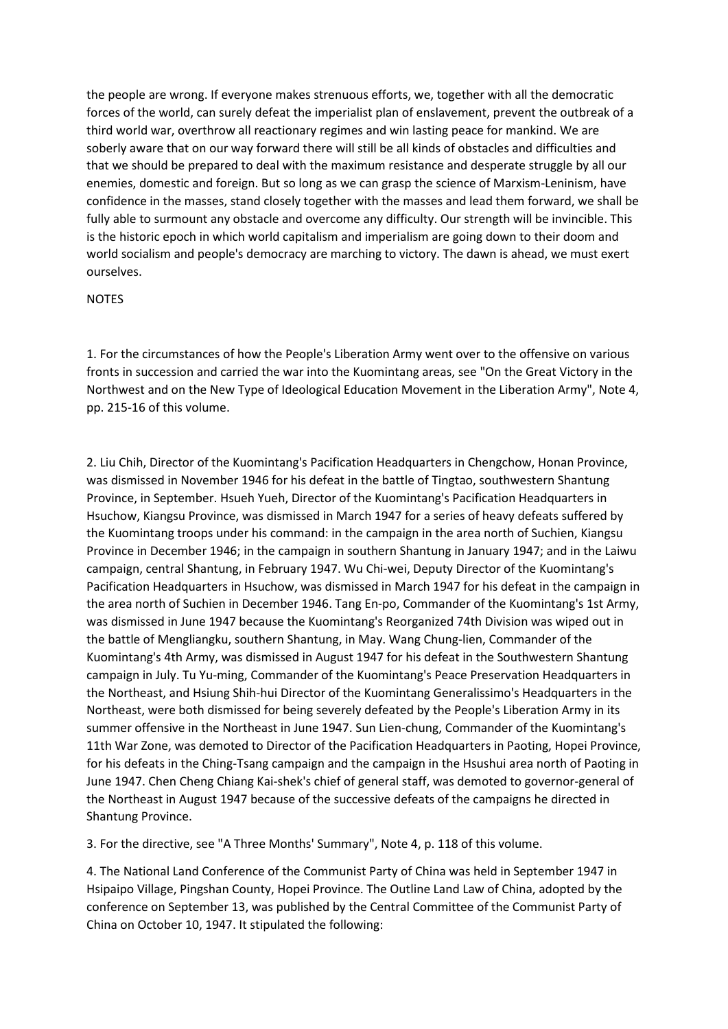the people are wrong. If everyone makes strenuous efforts, we, together with all the democratic forces of the world, can surely defeat the imperialist plan of enslavement, prevent the outbreak of a third world war, overthrow all reactionary regimes and win lasting peace for mankind. We are soberly aware that on our way forward there will still be all kinds of obstacles and difficulties and that we should be prepared to deal with the maximum resistance and desperate struggle by all our enemies, domestic and foreign. But so long as we can grasp the science of Marxism-Leninism, have confidence in the masses, stand closely together with the masses and lead them forward, we shall be fully able to surmount any obstacle and overcome any difficulty. Our strength will be invincible. This is the historic epoch in which world capitalism and imperialism are going down to their doom and world socialism and people's democracy are marching to victory. The dawn is ahead, we must exert ourselves.

NOTES

1. For the circumstances of how the People's Liberation Army went over to the offensive on various fronts in succession and carried the war into the Kuomintang areas, see "On the Great Victory in the Northwest and on the New Type of Ideological Education Movement in the Liberation Army", Note 4, pp. 215-16 of this volume.

2. Liu Chih, Director of the Kuomintang's Pacification Headquarters in Chengchow, Honan Province, was dismissed in November 1946 for his defeat in the battle of Tingtao, southwestern Shantung Province, in September. Hsueh Yueh, Director of the Kuomintang's Pacification Headquarters in Hsuchow, Kiangsu Province, was dismissed in March 1947 for a series of heavy defeats suffered by the Kuomintang troops under his command: in the campaign in the area north of Suchien, Kiangsu Province in December 1946; in the campaign in southern Shantung in January 1947; and in the Laiwu campaign, central Shantung, in February 1947. Wu Chi-wei, Deputy Director of the Kuomintang's Pacification Headquarters in Hsuchow, was dismissed in March 1947 for his defeat in the campaign in the area north of Suchien in December 1946. Tang En-po, Commander of the Kuomintang's 1st Army, was dismissed in June 1947 because the Kuomintang's Reorganized 74th Division was wiped out in the battle of Mengliangku, southern Shantung, in May. Wang Chung-lien, Commander of the Kuomintang's 4th Army, was dismissed in August 1947 for his defeat in the Southwestern Shantung campaign in July. Tu Yu-ming, Commander of the Kuomintang's Peace Preservation Headquarters in the Northeast, and Hsiung Shih-hui Director of the Kuomintang Generalissimo's Headquarters in the Northeast, were both dismissed for being severely defeated by the People's Liberation Army in its summer offensive in the Northeast in June 1947. Sun Lien-chung, Commander of the Kuomintang's 11th War Zone, was demoted to Director of the Pacification Headquarters in Paoting, Hopei Province, for his defeats in the Ching-Tsang campaign and the campaign in the Hsushui area north of Paoting in June 1947. Chen Cheng Chiang Kai-shek's chief of general staff, was demoted to governor-general of the Northeast in August 1947 because of the successive defeats of the campaigns he directed in Shantung Province.

3. For the directive, see "A Three Months' Summary", Note 4, p. 118 of this volume.

4. The National Land Conference of the Communist Party of China was held in September 1947 in Hsipaipo Village, Pingshan County, Hopei Province. The Outline Land Law of China, adopted by the conference on September 13, was published by the Central Committee of the Communist Party of China on October 10, 1947. It stipulated the following: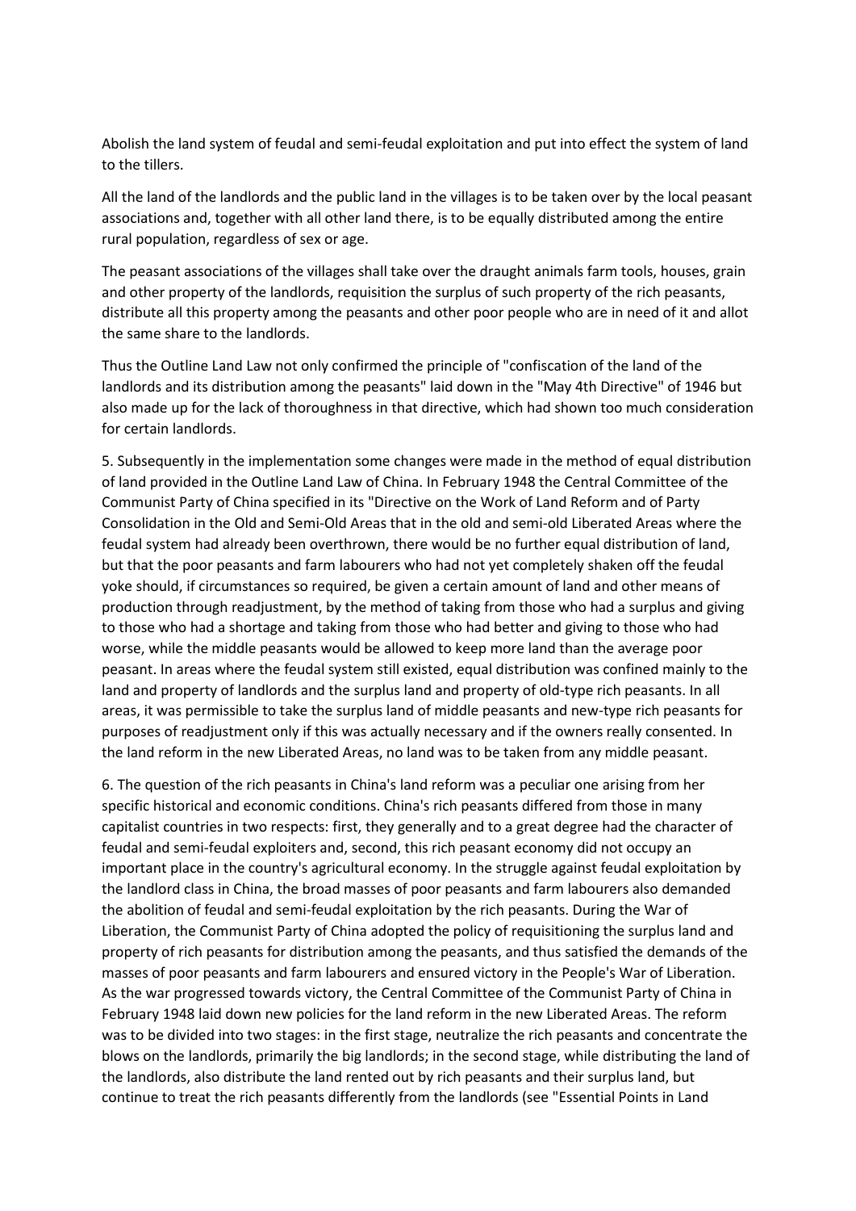Abolish the land system of feudal and semi-feudal exploitation and put into effect the system of land to the tillers.

All the land of the landlords and the public land in the villages is to be taken over by the local peasant associations and, together with all other land there, is to be equally distributed among the entire rural population, regardless of sex or age.

The peasant associations of the villages shall take over the draught animals farm tools, houses, grain and other property of the landlords, requisition the surplus of such property of the rich peasants, distribute all this property among the peasants and other poor people who are in need of it and allot the same share to the landlords.

Thus the Outline Land Law not only confirmed the principle of "confiscation of the land of the landlords and its distribution among the peasants" laid down in the "May 4th Directive" of 1946 but also made up for the lack of thoroughness in that directive, which had shown too much consideration for certain landlords.

5. Subsequently in the implementation some changes were made in the method of equal distribution of land provided in the Outline Land Law of China. In February 1948 the Central Committee of the Communist Party of China specified in its "Directive on the Work of Land Reform and of Party Consolidation in the Old and Semi-Old Areas that in the old and semi-old Liberated Areas where the feudal system had already been overthrown, there would be no further equal distribution of land, but that the poor peasants and farm labourers who had not yet completely shaken off the feudal yoke should, if circumstances so required, be given a certain amount of land and other means of production through readjustment, by the method of taking from those who had a surplus and giving to those who had a shortage and taking from those who had better and giving to those who had worse, while the middle peasants would be allowed to keep more land than the average poor peasant. In areas where the feudal system still existed, equal distribution was confined mainly to the land and property of landlords and the surplus land and property of old-type rich peasants. In all areas, it was permissible to take the surplus land of middle peasants and new-type rich peasants for purposes of readjustment only if this was actually necessary and if the owners really consented. In the land reform in the new Liberated Areas, no land was to be taken from any middle peasant.

6. The question of the rich peasants in China's land reform was a peculiar one arising from her specific historical and economic conditions. China's rich peasants differed from those in many capitalist countries in two respects: first, they generally and to a great degree had the character of feudal and semi-feudal exploiters and, second, this rich peasant economy did not occupy an important place in the country's agricultural economy. In the struggle against feudal exploitation by the landlord class in China, the broad masses of poor peasants and farm labourers also demanded the abolition of feudal and semi-feudal exploitation by the rich peasants. During the War of Liberation, the Communist Party of China adopted the policy of requisitioning the surplus land and property of rich peasants for distribution among the peasants, and thus satisfied the demands of the masses of poor peasants and farm labourers and ensured victory in the People's War of Liberation. As the war progressed towards victory, the Central Committee of the Communist Party of China in February 1948 laid down new policies for the land reform in the new Liberated Areas. The reform was to be divided into two stages: in the first stage, neutralize the rich peasants and concentrate the blows on the landlords, primarily the big landlords; in the second stage, while distributing the land of the landlords, also distribute the land rented out by rich peasants and their surplus land, but continue to treat the rich peasants differently from the landlords (see "Essential Points in Land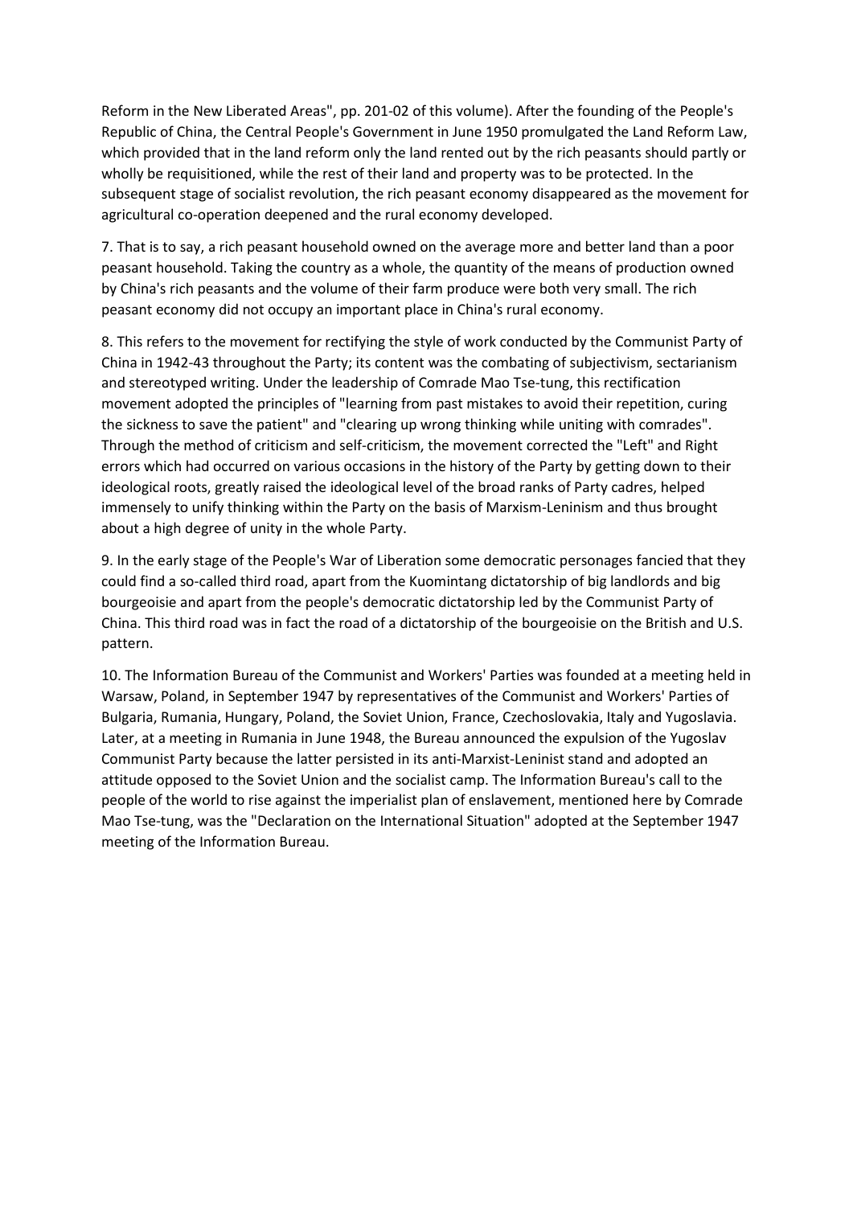Reform in the New Liberated Areas", pp. 201-02 of this volume). After the founding of the People's Republic of China, the Central People's Government in June 1950 promulgated the Land Reform Law, which provided that in the land reform only the land rented out by the rich peasants should partly or wholly be requisitioned, while the rest of their land and property was to be protected. In the subsequent stage of socialist revolution, the rich peasant economy disappeared as the movement for agricultural co-operation deepened and the rural economy developed.

7. That is to say, a rich peasant household owned on the average more and better land than a poor peasant household. Taking the country as a whole, the quantity of the means of production owned by China's rich peasants and the volume of their farm produce were both very small. The rich peasant economy did not occupy an important place in China's rural economy.

8. This refers to the movement for rectifying the style of work conducted by the Communist Party of China in 1942-43 throughout the Party; its content was the combating of subjectivism, sectarianism and stereotyped writing. Under the leadership of Comrade Mao Tse-tung, this rectification movement adopted the principles of "learning from past mistakes to avoid their repetition, curing the sickness to save the patient" and "clearing up wrong thinking while uniting with comrades". Through the method of criticism and self-criticism, the movement corrected the "Left" and Right errors which had occurred on various occasions in the history of the Party by getting down to their ideological roots, greatly raised the ideological level of the broad ranks of Party cadres, helped immensely to unify thinking within the Party on the basis of Marxism-Leninism and thus brought about a high degree of unity in the whole Party.

9. In the early stage of the People's War of Liberation some democratic personages fancied that they could find a so-called third road, apart from the Kuomintang dictatorship of big landlords and big bourgeoisie and apart from the people's democratic dictatorship led by the Communist Party of China. This third road was in fact the road of a dictatorship of the bourgeoisie on the British and U.S. pattern.

10. The Information Bureau of the Communist and Workers' Parties was founded at a meeting held in Warsaw, Poland, in September 1947 by representatives of the Communist and Workers' Parties of Bulgaria, Rumania, Hungary, Poland, the Soviet Union, France, Czechoslovakia, Italy and Yugoslavia. Later, at a meeting in Rumania in June 1948, the Bureau announced the expulsion of the Yugoslav Communist Party because the latter persisted in its anti-Marxist-Leninist stand and adopted an attitude opposed to the Soviet Union and the socialist camp. The Information Bureau's call to the people of the world to rise against the imperialist plan of enslavement, mentioned here by Comrade Mao Tse-tung, was the "Declaration on the International Situation" adopted at the September 1947 meeting of the Information Bureau.